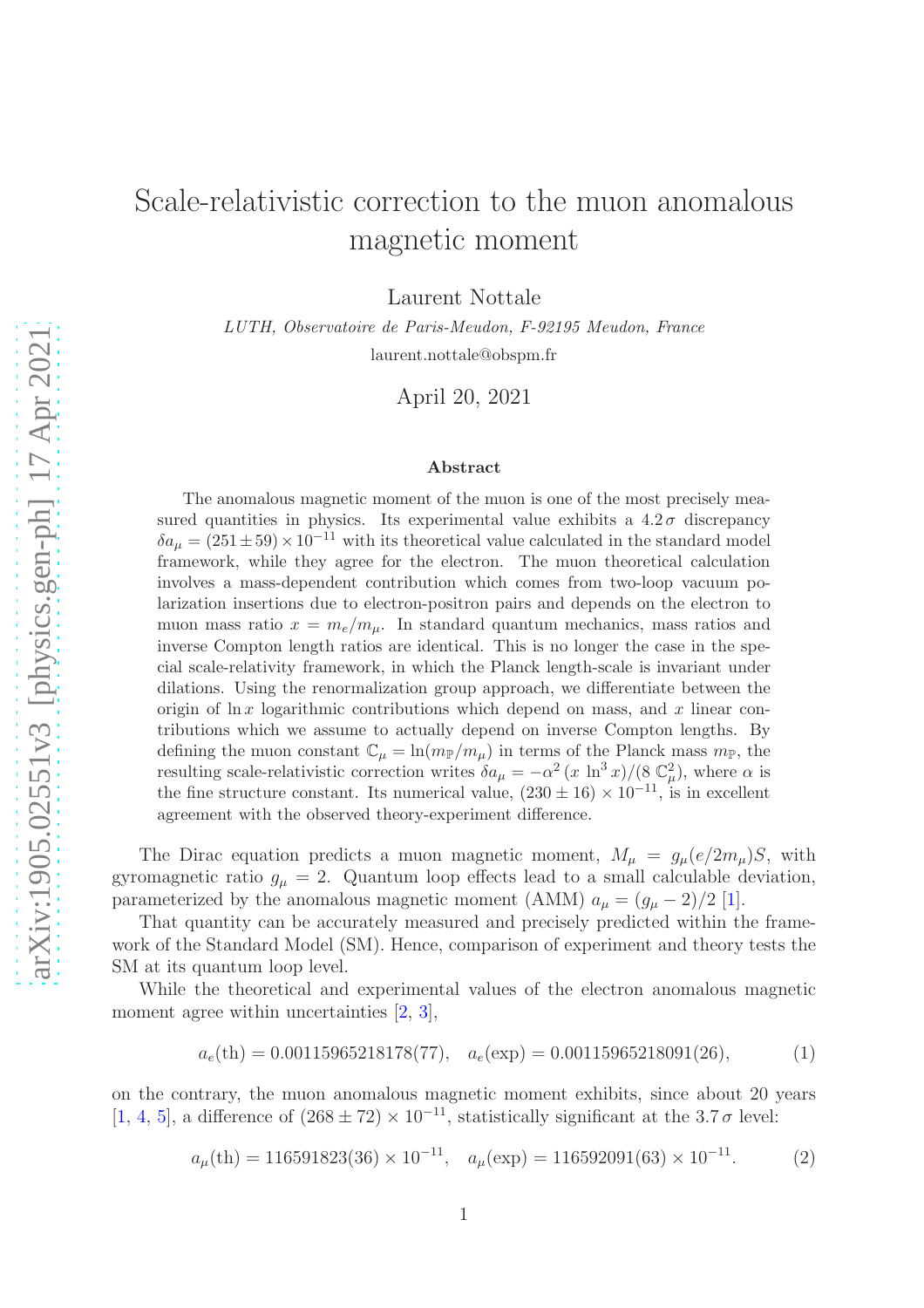# Scale-relativistic correction to the muon anomalous magnetic moment

Laurent Nottale

*LUTH, Observatoire de Paris-Meudon, F-92195 Meudon, France*

laurent.nottale@obspm.fr

April 20, 2021

### Abstract

The anomalous magnetic moment of the muon is one of the most precisely measured quantities in physics. Its experimental value exhibits a $4.2\,\sigma$ discrepancy $\delta a_\mu = (251 \pm 59) \times 10^{-11}$ with its theoretical value calculated in the standard model framework, while they agree for the electron. The muon theoretical calculation involves a mass-dependent contribution which comes from two-loop vacuum polarization insertions due to electron-positron pairs and depends on the electron to muon mass ratio $x = m_e/m_\mu$. In standard quantum mechanics, mass ratios and inverse Compton length ratios are identical. This is no longer the case in the special scale-relativity framework, in which the Planck length-scale is invariant under dilations. Using the renormalization group approach, we differentiate between the origin of $\ln x$ logarithmic contributions which depend on mass, and $x$ linear contributions which we assume to actually depend on inverse Compton lengths. By defining the muon constant $\mathbb{C}_\mu = \ln(m_\mathbb{P}/m_\mu)$ in terms of the Planck mass $m_\mathbb{P}$, the resulting scale-relativistic correction writes $\delta a_\mu = -\alpha^2\,(x\,\ln^3 x)/(8\,\mathbb{C}_\mu^2)$, where $\alpha$ is the fine structure constant. Its numerical value, $(230 \pm 16) \times 10^{-11}$, is in excellent agreement with the observed theory-experiment difference.

The Dirac equation predicts a muon magnetic moment, $M_\mu = g_\mu(e/2m_\mu)S$, with gyromagnetic ratio $g_\mu = 2$. Quantum loop effects lead to a small calculable deviation, parameterized by the anomalous magnetic moment (AMM) $a_\mu = (g_\mu - 2)/2$ [1].

That quantity can be accurately measured and precisely predicted within the framework of the Standard Model (SM). Hence, comparison of experiment and theory tests the SM at its quantum loop level.

While the theoretical and experimental values of the electron anomalous magnetic moment agree within uncertainties [2, 3],

$$a_e(\text{th}) = 0.00115965218178(77), \quad a_e(\text{exp}) = 0.00115965218091(26), \tag{1}$$

on the contrary, the muon anomalous magnetic moment exhibits, since about 20 years [1, 4, 5], a difference of $(268 \pm 72) \times 10^{-11}$, statistically significant at the $3.7\,\sigma$ level:

$$a_\mu(\text{th}) = 116591823(36) \times 10^{-11}, \quad a_\mu(\text{exp}) = 116592091(63) \times 10^{-11}. \tag{2}$$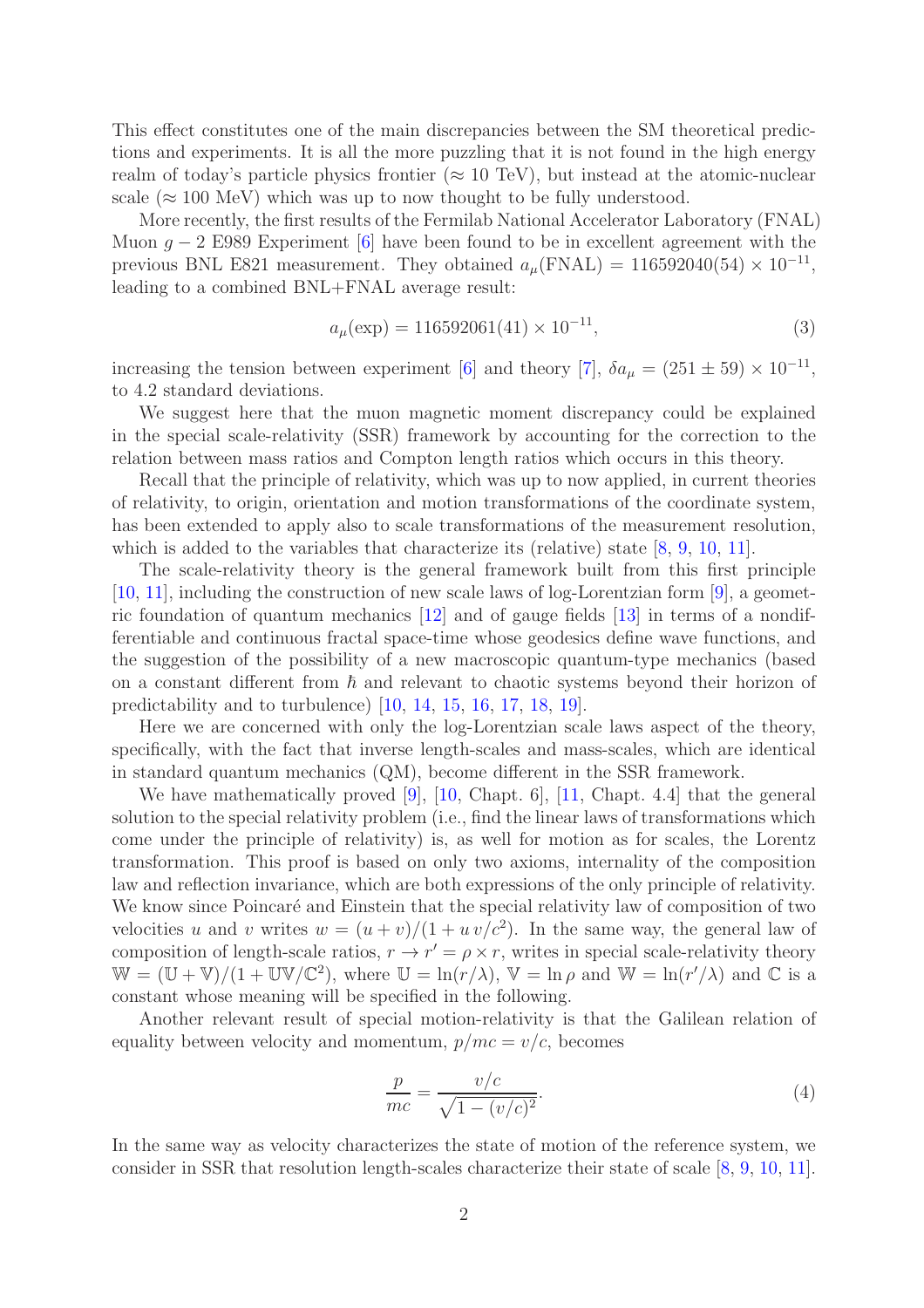This effect constitutes one of the main discrepancies between the SM theoretical predictions and experiments. It is all the more puzzling that it is not found in the high energy realm of today's particle physics frontier ($\approx 10$ TeV), but instead at the atomic-nuclear scale ($\approx 100$ MeV) which was up to now thought to be fully understood.

More recently, the first results of the Fermilab National Accelerator Laboratory (FNAL) Muon $g-2$ E989 Experiment [6] have been found to be in excellent agreement with the previous BNL E821 measurement. They obtained $a_\mu(\text{FNAL}) = 116592040(54) \times 10^{-11}$, leading to a combined BNL+FNAL average result:

$$a_\mu(\text{exp}) = 116592061(41) \times 10^{-11}, \tag{3}$$

increasing the tension between experiment [6] and theory [7], $\delta a_\mu = (251 \pm 59) \times 10^{-11}$, to 4.2 standard deviations.

We suggest here that the muon magnetic moment discrepancy could be explained in the special scale-relativity (SSR) framework by accounting for the correction to the relation between mass ratios and Compton length ratios which occurs in this theory.

Recall that the principle of relativity, which was up to now applied, in current theories of relativity, to origin, orientation and motion transformations of the coordinate system, has been extended to apply also to scale transformations of the measurement resolution, which is added to the variables that characterize its (relative) state [8, 9, 10, 11].

The scale-relativity theory is the general framework built from this first principle [10, 11], including the construction of new scale laws of log-Lorentzian form [9], a geometric foundation of quantum mechanics [12] and of gauge fields [13] in terms of a nondifferentiable and continuous fractal space-time whose geodesics define wave functions, and the suggestion of the possibility of a new macroscopic quantum-type mechanics (based on a constant different from $\hbar$ and relevant to chaotic systems beyond their horizon of predictability and to turbulence) [10, 14, 15, 16, 17, 18, 19].

Here we are concerned with only the log-Lorentzian scale laws aspect of the theory, specifically, with the fact that inverse length-scales and mass-scales, which are identical in standard quantum mechanics (QM), become different in the SSR framework.

We have mathematically proved [9], [10, Chapt. 6], [11, Chapt. 4.4] that the general solution to the special relativity problem (i.e., find the linear laws of transformations which come under the principle of relativity) is, as well for motion as for scales, the Lorentz transformation. This proof is based on only two axioms, internality of the composition law and reflection invariance, which are both expressions of the only principle of relativity. We know since Poincaré and Einstein that the special relativity law of composition of two velocities $u$ and $v$ writes $w = (u+v)/(1+u\,v/c^2)$. In the same way, the general law of composition of length-scale ratios, $r \to r' = \rho \times r$, writes in special scale-relativity theory $\mathbb{W} = (\mathbb{U}+\mathbb{V})/(1+\mathbb{U}\mathbb{V}/\mathbb{C}^2)$, where $\mathbb{U} = \ln(r/\lambda)$, $\mathbb{V} = \ln \rho$ and $\mathbb{W} = \ln(r'/\lambda)$ and $\mathbb{C}$ is a constant whose meaning will be specified in the following.

Another relevant result of special motion-relativity is that the Galilean relation of equality between velocity and momentum, $p/mc = v/c$, becomes

$$\frac{p}{mc} = \frac{v/c}{\sqrt{1-(v/c)^2}}. \tag{4}$$

In the same way as velocity characterizes the state of motion of the reference system, we consider in SSR that resolution length-scales characterize their state of scale [8, 9, 10, 11].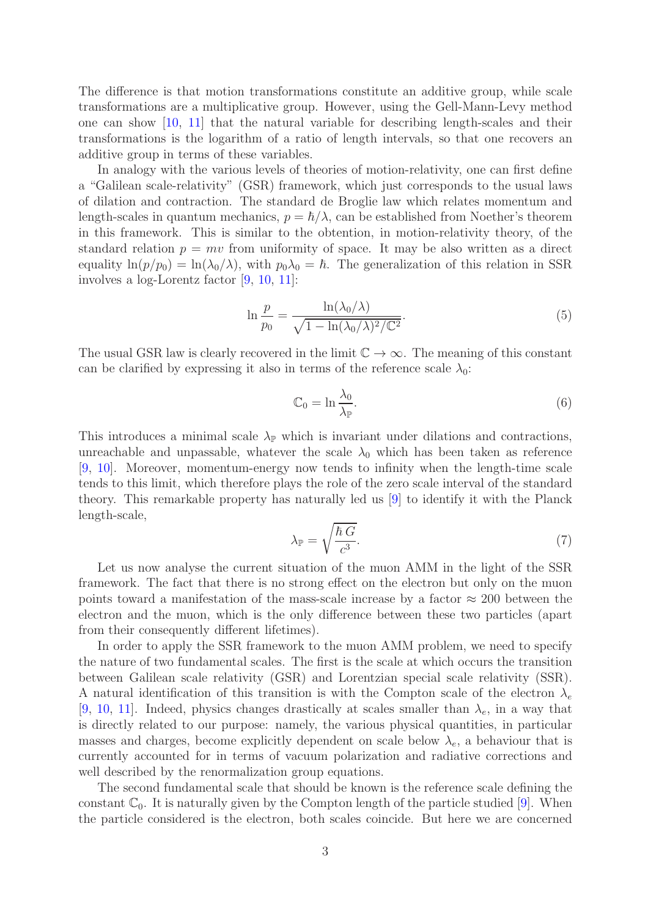The difference is that motion transformations constitute an additive group, while scale transformations are a multiplicative group. However, using the Gell-Mann-Levy method one can show [10, 11] that the natural variable for describing length-scales and their transformations is the logarithm of a ratio of length intervals, so that one recovers an additive group in terms of these variables.

In analogy with the various levels of theories of motion-relativity, one can first define a "Galilean scale-relativity" (GSR) framework, which just corresponds to the usual laws of dilation and contraction. The standard de Broglie law which relates momentum and length-scales in quantum mechanics, $p = \hbar/\lambda$, can be established from Noether's theorem in this framework. This is similar to the obtention, in motion-relativity theory, of the standard relation $p = mv$ from uniformity of space. It may be also written as a direct equality $\ln(p/p_0) = \ln(\lambda_0/\lambda)$, with $p_0\lambda_0 = \hbar$. The generalization of this relation in SSR involves a log-Lorentz factor [9, 10, 11]:

$$\ln \frac{p}{p_0} = \frac{\ln(\lambda_0/\lambda)}{\sqrt{1 - \ln(\lambda_0/\lambda)^2/\mathbb{C}^2}}. \tag{5}$$

The usual GSR law is clearly recovered in the limit $\mathbb{C} \to \infty$. The meaning of this constant can be clarified by expressing it also in terms of the reference scale $\lambda_0$:

$$\mathbb{C}_0 = \ln \frac{\lambda_0}{\lambda_{\mathbb{P}}}. \tag{6}$$

This introduces a minimal scale $\lambda_{\mathbb{P}}$ which is invariant under dilations and contractions, unreachable and unpassable, whatever the scale $\lambda_0$ which has been taken as reference [9, 10]. Moreover, momentum-energy now tends to infinity when the length-time scale tends to this limit, which therefore plays the role of the zero scale interval of the standard theory. This remarkable property has naturally led us [9] to identify it with the Planck length-scale,

$$\lambda_{\mathbb{P}} = \sqrt{\frac{\hbar\, G}{c^3}}. \tag{7}$$

Let us now analyse the current situation of the muon AMM in the light of the SSR framework. The fact that there is no strong effect on the electron but only on the muon points toward a manifestation of the mass-scale increase by a factor $\approx 200$ between the electron and the muon, which is the only difference between these two particles (apart from their consequently different lifetimes).

In order to apply the SSR framework to the muon AMM problem, we need to specify the nature of two fundamental scales. The first is the scale at which occurs the transition between Galilean scale relativity (GSR) and Lorentzian special scale relativity (SSR). A natural identification of this transition is with the Compton scale of the electron $\lambda_e$ [9, 10, 11]. Indeed, physics changes drastically at scales smaller than $\lambda_e$, in a way that is directly related to our purpose: namely, the various physical quantities, in particular masses and charges, become explicitly dependent on scale below $\lambda_e$, a behaviour that is currently accounted for in terms of vacuum polarization and radiative corrections and well described by the renormalization group equations.

The second fundamental scale that should be known is the reference scale defining the constant $\mathbb{C}_0$. It is naturally given by the Compton length of the particle studied [9]. When the particle considered is the electron, both scales coincide. But here we are concerned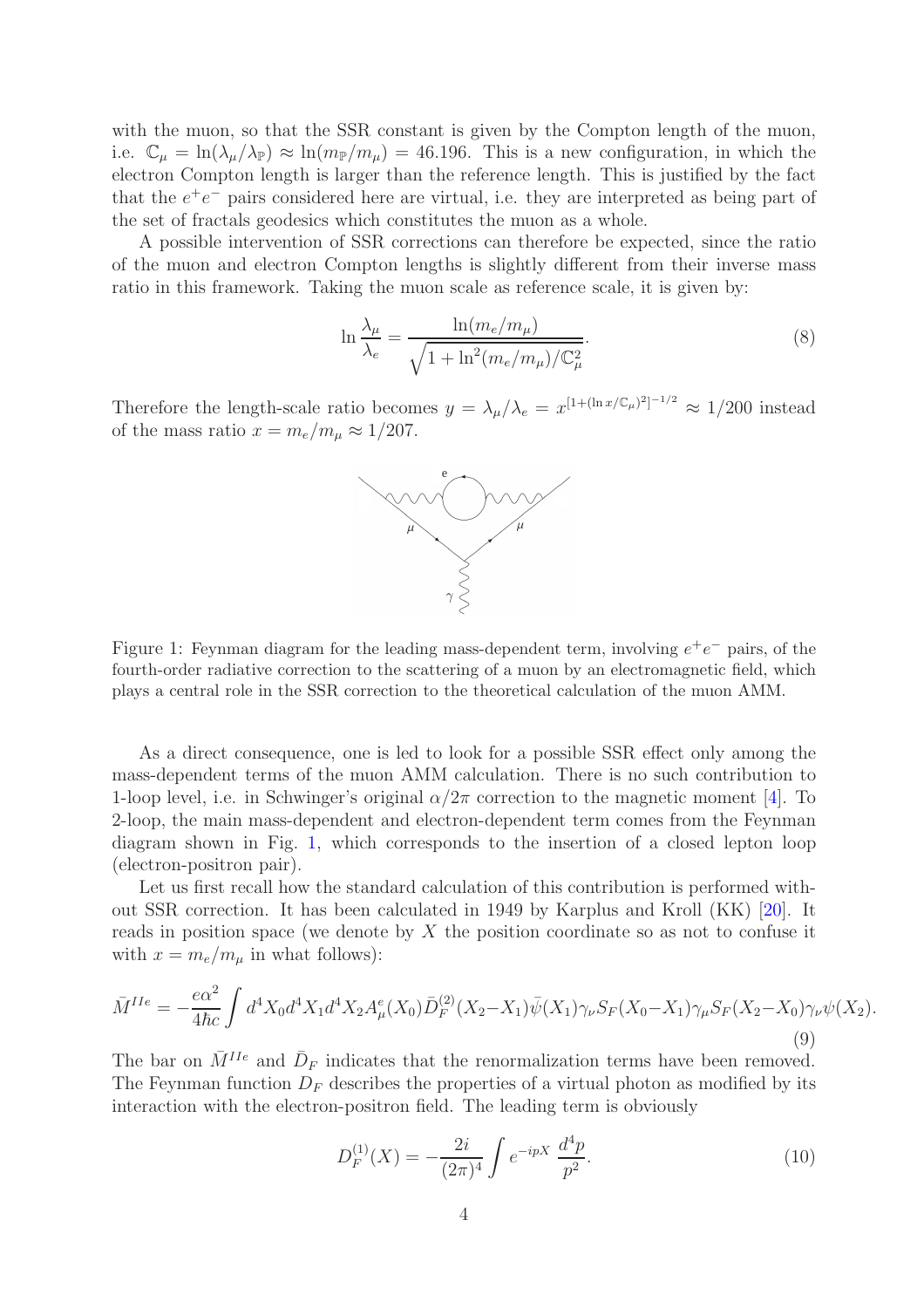with the muon, so that the SSR constant is given by the Compton length of the muon, i.e. $\mathbb{C}_\mu = \ln(\lambda_\mu/\lambda_\mathbb{P}) \approx \ln(m_\mathbb{P}/m_\mu) = 46.196$. This is a new configuration, in which the electron Compton length is larger than the reference length. This is justified by the fact that the $e^+e^-$ pairs considered here are virtual, i.e. they are interpreted as being part of the set of fractals geodesics which constitutes the muon as a whole.

A possible intervention of SSR corrections can therefore be expected, since the ratio of the muon and electron Compton lengths is slightly different from their inverse mass ratio in this framework. Taking the muon scale as reference scale, it is given by:

$$\ln \frac{\lambda_\mu}{\lambda_e} = \frac{\ln(m_e/m_\mu)}{\sqrt{1 + \ln^2(m_e/m_\mu)/\mathbb{C}_\mu^2}}. \tag{8}$$

Therefore the length-scale ratio becomes $y = \lambda_\mu/\lambda_e = x^{[1+(\ln x/\mathbb{C}_\mu)^2]^{-1/2}} \approx 1/200$ instead of the mass ratio $x = m_e/m_\mu \approx 1/207$.

Figure 1: Feynman diagram for the leading mass-dependent term, involving $e^+e^-$ pairs, of the fourth-order radiative correction to the scattering of a muon by an electromagnetic field, which plays a central role in the SSR correction to the theoretical calculation of the muon AMM.

As a direct consequence, one is led to look for a possible SSR effect only among the mass-dependent terms of the muon AMM calculation. There is no such contribution to 1-loop level, i.e. in Schwinger's original $\alpha/2\pi$ correction to the magnetic moment [4]. To 2-loop, the main mass-dependent and electron-dependent term comes from the Feynman diagram shown in Fig. 1, which corresponds to the insertion of a closed lepton loop (electron-positron pair).

Let us first recall how the standard calculation of this contribution is performed without SSR correction. It has been calculated in 1949 by Karplus and Kroll (KK) [20]. It reads in position space (we denote by $X$ the position coordinate so as not to confuse it with $x = m_e/m_\mu$ in what follows):

$$\bar{M}^{IIe} = -\frac{e\alpha^2}{4\hbar c} \int d^4X_0 d^4X_1 d^4X_2 A^e_\mu(X_0) \bar{D}^{(2)}_F(X_2 - X_1) \bar{\psi}(X_1) \gamma_\nu S_F(X_0 - X_1) \gamma_\mu S_F(X_2 - X_0) \gamma_\nu \psi(X_2). \tag{9}$$

The bar on $\bar{M}^{IIe}$ and $\bar{D}_F$ indicates that the renormalization terms have been removed. The Feynman function $D_F$ describes the properties of a virtual photon as modified by its interaction with the electron-positron field. The leading term is obviously

$$D^{(1)}_F(X) = -\frac{2i}{(2\pi)^4} \int e^{-ipX} \, \frac{d^4p}{p^2}. \tag{10}$$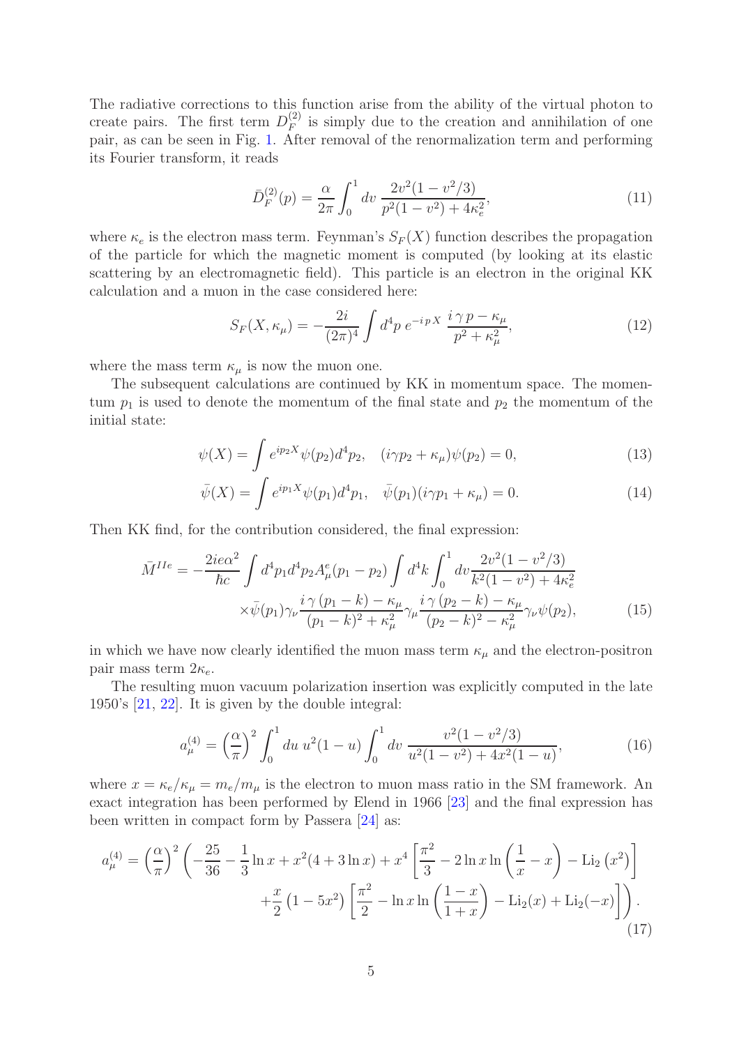The radiative corrections to this function arise from the ability of the virtual photon to create pairs. The first term $D_F^{(2)}$ is simply due to the creation and annihilation of one pair, as can be seen in Fig. 1. After removal of the renormalization term and performing its Fourier transform, it reads

$$\bar{D}_F^{(2)}(p) = \frac{\alpha}{2\pi} \int_0^1 dv \, \frac{2v^2(1 - v^2/3)}{p^2(1 - v^2) + 4\kappa_e^2}, \tag{11}$$

where $\kappa_e$ is the electron mass term. Feynman's $S_F(X)$ function describes the propagation of the particle for which the magnetic moment is computed (by looking at its elastic scattering by an electromagnetic field). This particle is an electron in the original KK calculation and a muon in the case considered here:

$$S_F(X, \kappa_\mu) = -\frac{2i}{(2\pi)^4} \int d^4p \, e^{-i\,p\,X} \, \frac{i\,\gamma\,p - \kappa_\mu}{p^2 + \kappa_\mu^2}, \tag{12}$$

where the mass term $\kappa_\mu$ is now the muon one.

The subsequent calculations are continued by KK in momentum space. The momentum $p_1$ is used to denote the momentum of the final state and $p_2$ the momentum of the initial state:

$$\psi(X) = \int e^{ip_2X}\psi(p_2)d^4p_2, \quad (i\gamma p_2 + \kappa_\mu)\psi(p_2) = 0, \tag{13}$$

$$\bar{\psi}(X) = \int e^{ip_1X}\psi(p_1)d^4p_1, \quad \bar{\psi}(p_1)(i\gamma p_1 + \kappa_\mu) = 0. \tag{14}$$

Then KK find, for the contribution considered, the final expression:

$$\begin{aligned}
\bar{M}^{IIe} = -\frac{2ie\alpha^2}{\hbar c} \int d^4p_1 d^4p_2 A_\mu^e(p_1 - p_2) \int d^4k \int_0^1 dv \frac{2v^2(1 - v^2/3)}{k^2(1 - v^2) + 4\kappa_e^2} \\
\times \bar{\psi}(p_1)\gamma_\nu \frac{i\,\gamma\,(p_1 - k) - \kappa_\mu}{(p_1 - k)^2 + \kappa_\mu^2}\gamma_\mu \frac{i\,\gamma\,(p_2 - k) - \kappa_\mu}{(p_2 - k)^2 - \kappa_\mu^2}\gamma_\nu\psi(p_2),
\end{aligned} \tag{15}$$

in which we have now clearly identified the muon mass term $\kappa_\mu$ and the electron-positron pair mass term $2\kappa_e$.

The resulting muon vacuum polarization insertion was explicitly computed in the late 1950's [21, 22]. It is given by the double integral:

$$a_\mu^{(4)} = \left(\frac{\alpha}{\pi}\right)^2 \int_0^1 du \; u^2(1 - u) \int_0^1 dv \; \frac{v^2(1 - v^2/3)}{u^2(1 - v^2) + 4x^2(1 - u)}, \tag{16}$$

where $x = \kappa_e/\kappa_\mu = m_e/m_\mu$ is the electron to muon mass ratio in the SM framework. An exact integration has been performed by Elend in 1966 [23] and the final expression has been written in compact form by Passera [24] as:

$$\begin{aligned}
a_\mu^{(4)} = \left(\frac{\alpha}{\pi}\right)^2 \Bigg( -\frac{25}{36} - \frac{1}{3}\ln x + x^2(4 + 3\ln x) + x^4 \left[\frac{\pi^2}{3} - 2\ln x \ln\left(\frac{1}{x} - x\right) - \mathrm{Li}_2\left(x^2\right)\right] \\
+ \frac{x}{2}\left(1 - 5x^2\right)\left[\frac{\pi^2}{2} - \ln x \ln\left(\frac{1 - x}{1 + x}\right) - \mathrm{Li}_2(x) + \mathrm{Li}_2(-x)\right] \Bigg).
\end{aligned} \tag{17}$$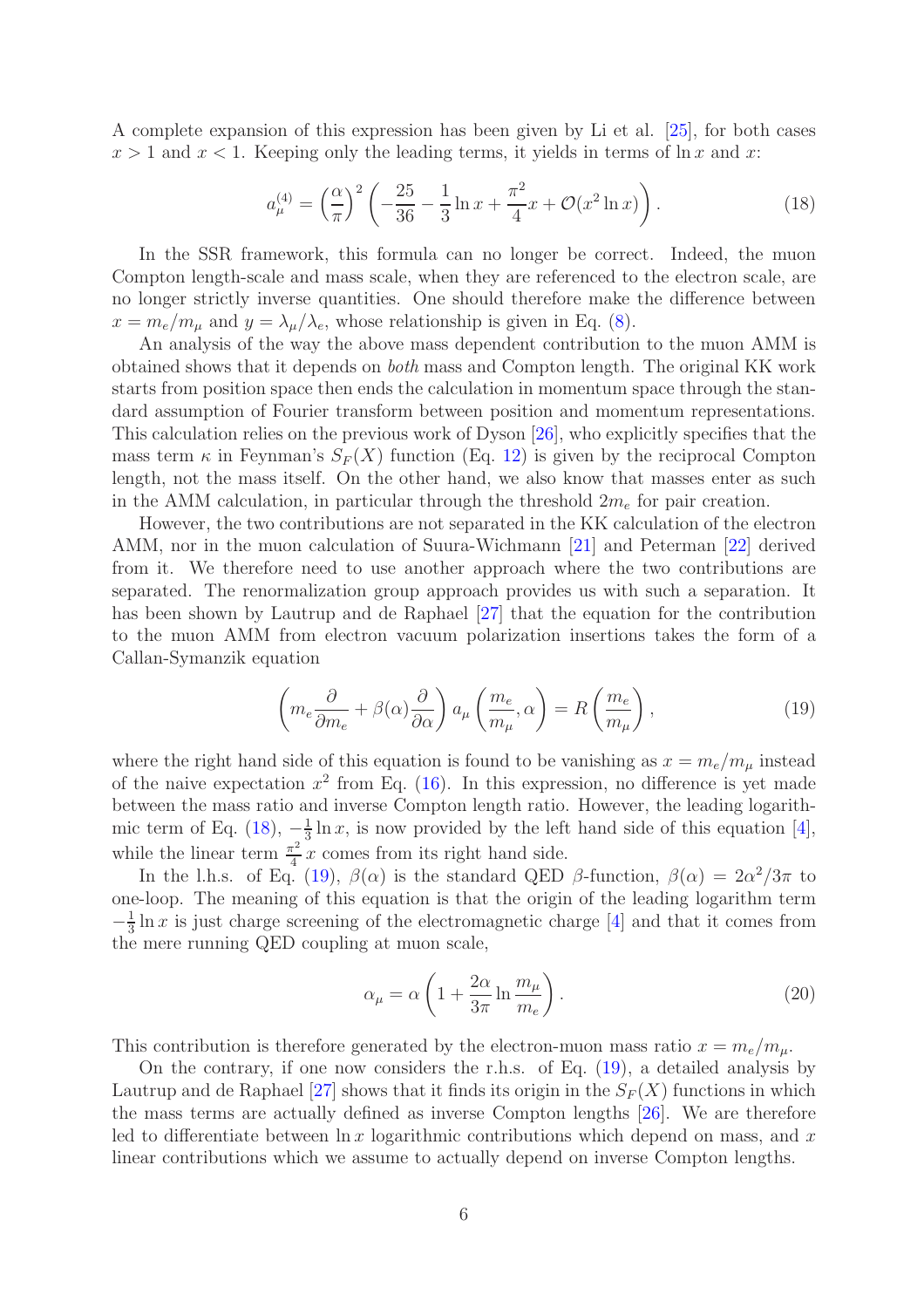A complete expansion of this expression has been given by Li et al. [25], for both cases $x > 1$ and $x < 1$. Keeping only the leading terms, it yields in terms of $\ln x$ and $x$:

$$a_\mu^{(4)} = \left(\frac{\alpha}{\pi}\right)^2 \left(-\frac{25}{36} - \frac{1}{3}\ln x + \frac{\pi^2}{4}x + \mathcal{O}(x^2 \ln x)\right). \tag{18}$$

In the SSR framework, this formula can no longer be correct. Indeed, the muon Compton length-scale and mass scale, when they are referenced to the electron scale, are no longer strictly inverse quantities. One should therefore make the difference between $x = m_e/m_\mu$ and $y = \lambda_\mu/\lambda_e$, whose relationship is given in Eq. (8).

An analysis of the way the above mass dependent contribution to the muon AMM is obtained shows that it depends on *both* mass and Compton length. The original KK work starts from position space then ends the calculation in momentum space through the standard assumption of Fourier transform between position and momentum representations. This calculation relies on the previous work of Dyson [26], who explicitly specifies that the mass term $\kappa$ in Feynman's $S_F(X)$ function (Eq. 12) is given by the reciprocal Compton length, not the mass itself. On the other hand, we also know that masses enter as such in the AMM calculation, in particular through the threshold $2m_e$ for pair creation.

However, the two contributions are not separated in the KK calculation of the electron AMM, nor in the muon calculation of Suura-Wichmann [21] and Peterman [22] derived from it. We therefore need to use another approach where the two contributions are separated. The renormalization group approach provides us with such a separation. It has been shown by Lautrup and de Raphael [27] that the equation for the contribution to the muon AMM from electron vacuum polarization insertions takes the form of a Callan-Symanzik equation

$$\left(m_e \frac{\partial}{\partial m_e} + \beta(\alpha)\frac{\partial}{\partial \alpha}\right) a_\mu\left(\frac{m_e}{m_\mu}, \alpha\right) = R\left(\frac{m_e}{m_\mu}\right), \tag{19}$$

where the right hand side of this equation is found to be vanishing as $x = m_e/m_\mu$ instead of the naive expectation $x^2$ from Eq. (16). In this expression, no difference is yet made between the mass ratio and inverse Compton length ratio. However, the leading logarithmic term of Eq. (18), $-\frac{1}{3}\ln x$, is now provided by the left hand side of this equation [4], while the linear term $\frac{\pi^2}{4}\,x$ comes from its right hand side.

In the l.h.s. of Eq. (19), $\beta(\alpha)$ is the standard QED $\beta$-function, $\beta(\alpha) = 2\alpha^2/3\pi$ to one-loop. The meaning of this equation is that the origin of the leading logarithm term $-\frac{1}{3}\ln x$ is just charge screening of the electromagnetic charge [4] and that it comes from the mere running QED coupling at muon scale,

$$\alpha_\mu = \alpha\left(1 + \frac{2\alpha}{3\pi}\ln\frac{m_\mu}{m_e}\right). \tag{20}$$

This contribution is therefore generated by the electron-muon mass ratio $x = m_e/m_\mu$.

On the contrary, if one now considers the r.h.s. of Eq. (19), a detailed analysis by Lautrup and de Raphael [27] shows that it finds its origin in the $S_F(X)$ functions in which the mass terms are actually defined as inverse Compton lengths [26]. We are therefore led to differentiate between $\ln x$ logarithmic contributions which depend on mass, and $x$ linear contributions which we assume to actually depend on inverse Compton lengths.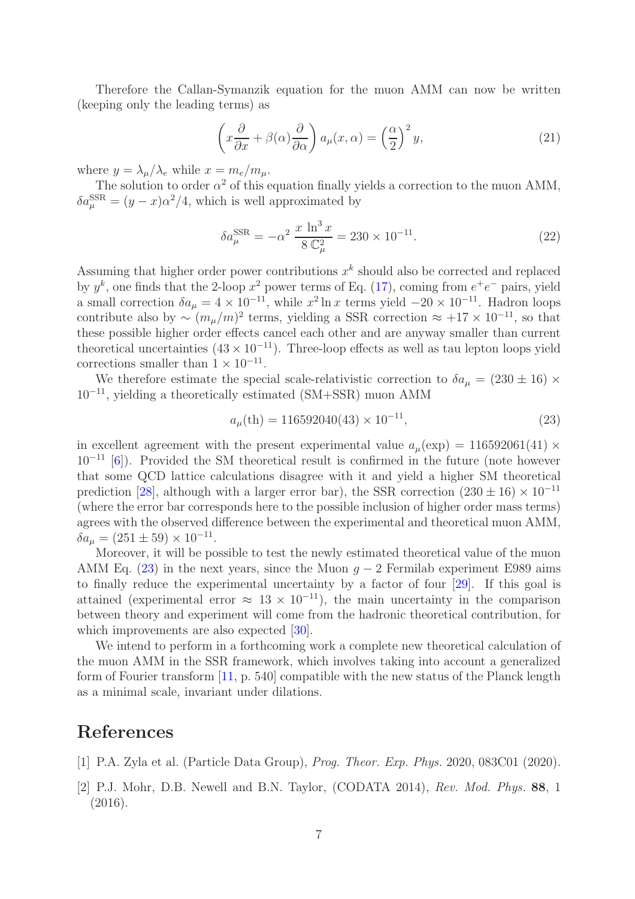Therefore the Callan-Symanzik equation for the muon AMM can now be written (keeping only the leading terms) as

$$\left( x\frac{\partial}{\partial x} + \beta(\alpha)\frac{\partial}{\partial \alpha} \right) a_\mu(x, \alpha) = \left(\frac{\alpha}{2}\right)^2 y, \tag{21}$$

where $y = \lambda_\mu/\lambda_e$ while $x = m_e/m_\mu$.

The solution to order $\alpha^2$ of this equation finally yields a correction to the muon AMM, $\delta a_\mu^{\rm SSR} = (y - x)\alpha^2/4$, which is well approximated by

$$\delta a_\mu^{\rm SSR} = -\alpha^2 \, \frac{x \, \ln^3 x}{8 \, \mathbb{C}_\mu^2} = 230 \times 10^{-11}. \tag{22}$$

Assuming that higher order power contributions $x^k$ should also be corrected and replaced by $y^k$, one finds that the 2-loop $x^2$ power terms of Eq. (17), coming from $e^+e^-$ pairs, yield a small correction $\delta a_\mu = 4 \times 10^{-11}$, while $x^2 \ln x$ terms yield $-20 \times 10^{-11}$. Hadron loops contribute also by $\sim (m_\mu/m)^2$ terms, yielding a SSR correction $\approx +17 \times 10^{-11}$, so that these possible higher order effects cancel each other and are anyway smaller than current theoretical uncertainties $(43 \times 10^{-11})$. Three-loop effects as well as tau lepton loops yield corrections smaller than $1 \times 10^{-11}$.

We therefore estimate the special scale-relativistic correction to $\delta a_\mu = (230 \pm 16) \times 10^{-11}$, yielding a theoretically estimated (SM+SSR) muon AMM

$$a_\mu(\text{th}) = 116592040(43) \times 10^{-11}, \tag{23}$$

in excellent agreement with the present experimental value $a_\mu(\text{exp}) = 116592061(41) \times 10^{-11}$ [6]). Provided the SM theoretical result is confirmed in the future (note however that some QCD lattice calculations disagree with it and yield a higher SM theoretical prediction [28], although with a larger error bar), the SSR correction $(230 \pm 16) \times 10^{-11}$ (where the error bar corresponds here to the possible inclusion of higher order mass terms) agrees with the observed difference between the experimental and theoretical muon AMM, $\delta a_\mu = (251 \pm 59) \times 10^{-11}$.

Moreover, it will be possible to test the newly estimated theoretical value of the muon AMM Eq. (23) in the next years, since the Muon $g - 2$ Fermilab experiment E989 aims to finally reduce the experimental uncertainty by a factor of four [29]. If this goal is attained (experimental error $\approx 13 \times 10^{-11}$), the main uncertainty in the comparison between theory and experiment will come from the hadronic theoretical contribution, for which improvements are also expected [30].

We intend to perform in a forthcoming work a complete new theoretical calculation of the muon AMM in the SSR framework, which involves taking into account a generalized form of Fourier transform [11, p. 540] compatible with the new status of the Planck length as a minimal scale, invariant under dilations.

# References

[1] P.A. Zyla et al. (Particle Data Group), *Prog. Theor. Exp. Phys.* 2020, 083C01 (2020).

[2] P.J. Mohr, D.B. Newell and B.N. Taylor, (CODATA 2014), *Rev. Mod. Phys.* **88**, 1 (2016).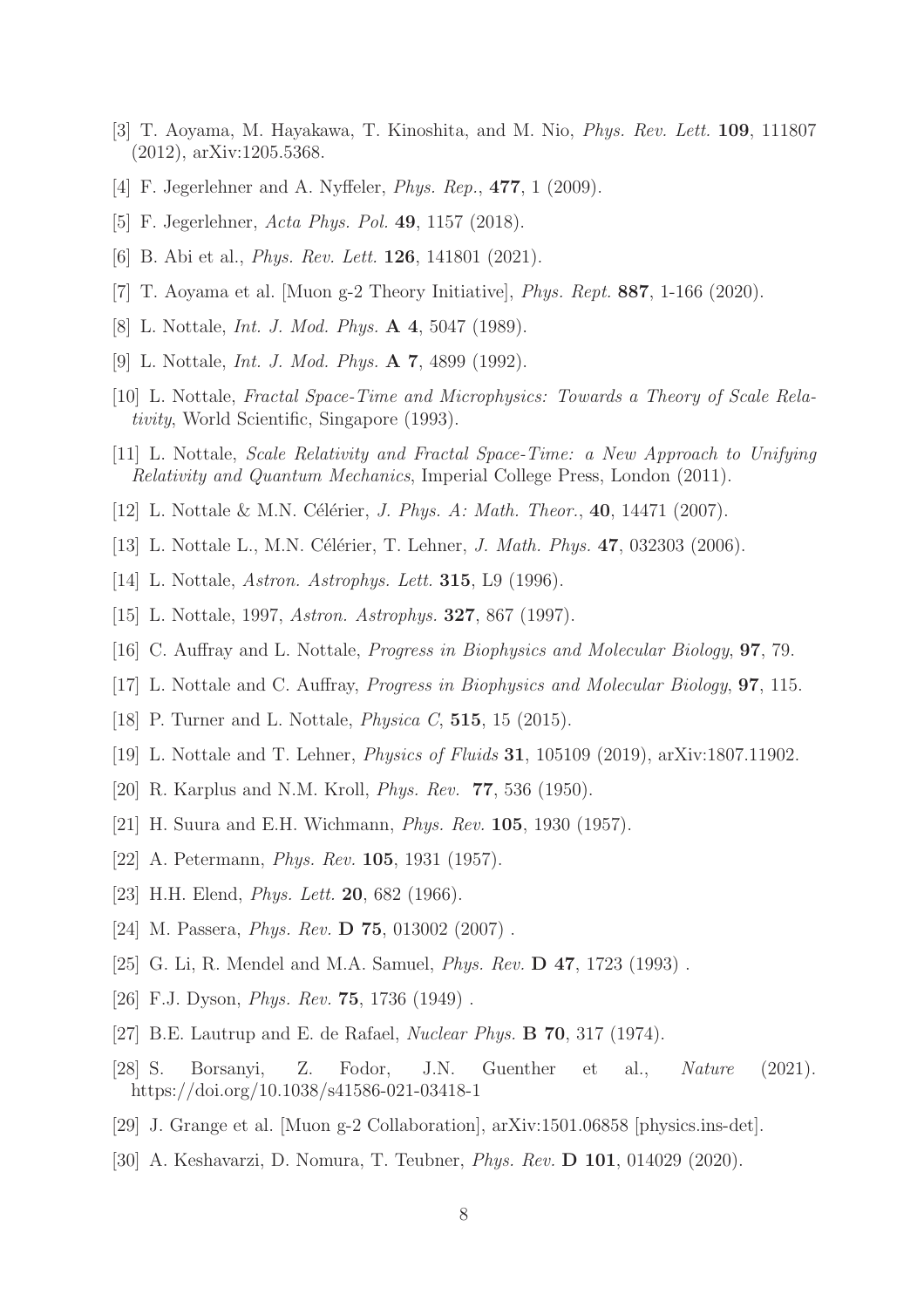[3] T. Aoyama, M. Hayakawa, T. Kinoshita, and M. Nio, *Phys. Rev. Lett.* **109**, 111807 (2012), arXiv:1205.5368.

[4] F. Jegerlehner and A. Nyffeler, *Phys. Rep.*, **477**, 1 (2009).

[5] F. Jegerlehner, *Acta Phys. Pol.* **49**, 1157 (2018).

[6] B. Abi et al., *Phys. Rev. Lett.* **126**, 141801 (2021).

[7] T. Aoyama et al. [Muon g-2 Theory Initiative], *Phys. Rept.* **887**, 1-166 (2020).

[8] L. Nottale, *Int. J. Mod. Phys.* **A 4**, 5047 (1989).

[9] L. Nottale, *Int. J. Mod. Phys.* **A 7**, 4899 (1992).

[10] L. Nottale, *Fractal Space-Time and Microphysics: Towards a Theory of Scale Relativity*, World Scientific, Singapore (1993).

[11] L. Nottale, *Scale Relativity and Fractal Space-Time: a New Approach to Unifying Relativity and Quantum Mechanics*, Imperial College Press, London (2011).

[12] L. Nottale & M.N. Célérier, *J. Phys. A: Math. Theor.*, **40**, 14471 (2007).

[13] L. Nottale L., M.N. Célérier, T. Lehner, *J. Math. Phys.* **47**, 032303 (2006).

[14] L. Nottale, *Astron. Astrophys. Lett.* **315**, L9 (1996).

[15] L. Nottale, 1997, *Astron. Astrophys.* **327**, 867 (1997).

[16] C. Auffray and L. Nottale, *Progress in Biophysics and Molecular Biology*, **97**, 79.

[17] L. Nottale and C. Auffray, *Progress in Biophysics and Molecular Biology*, **97**, 115.

[18] P. Turner and L. Nottale, *Physica C*, **515**, 15 (2015).

[19] L. Nottale and T. Lehner, *Physics of Fluids* **31**, 105109 (2019), arXiv:1807.11902.

[20] R. Karplus and N.M. Kroll, *Phys. Rev.* **77**, 536 (1950).

[21] H. Suura and E.H. Wichmann, *Phys. Rev.* **105**, 1930 (1957).

[22] A. Petermann, *Phys. Rev.* **105**, 1931 (1957).

[23] H.H. Elend, *Phys. Lett.* **20**, 682 (1966).

[24] M. Passera, *Phys. Rev.* **D 75**, 013002 (2007) .

[25] G. Li, R. Mendel and M.A. Samuel, *Phys. Rev.* **D 47**, 1723 (1993) .

[26] F.J. Dyson, *Phys. Rev.* **75**, 1736 (1949) .

[27] B.E. Lautrup and E. de Rafael, *Nuclear Phys.* **B 70**, 317 (1974).

[28] S. Borsanyi, Z. Fodor, J.N. Guenther et al., *Nature* (2021). https://doi.org/10.1038/s41586-021-03418-1

[29] J. Grange et al. [Muon g-2 Collaboration], arXiv:1501.06858 [physics.ins-det].

[30] A. Keshavarzi, D. Nomura, T. Teubner, *Phys. Rev.* **D 101**, 014029 (2020).